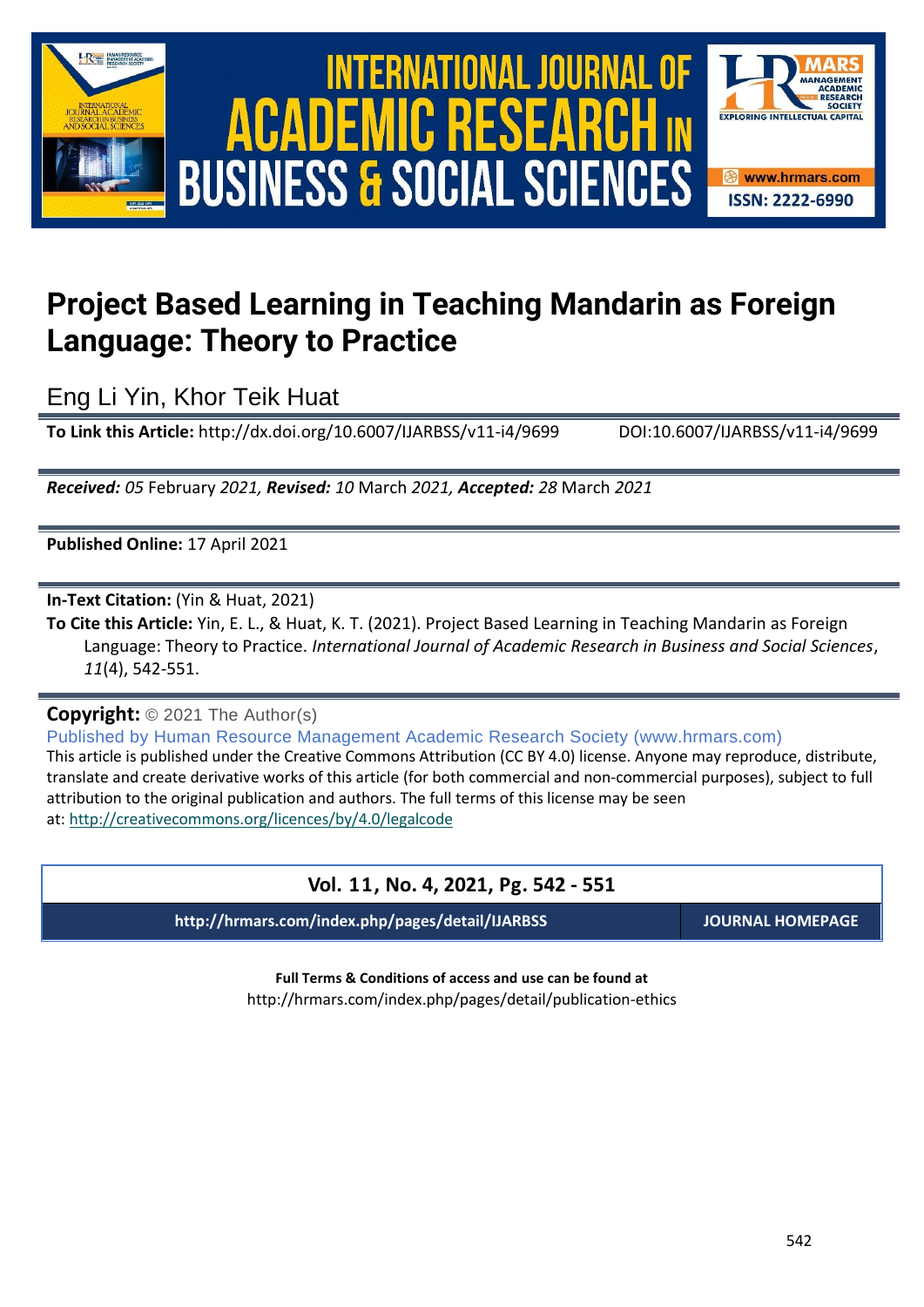# INTERNATIONAL JOURNAL OF ACADEMIC RESEARCH IN BUSINESS & SOCIAL SCIENCES

www.hrmars.com

ISSN: 2222-6990

# Project Based Learning in Teaching Mandarin as Foreign Language: Theory to Practice

Eng Li Yin, Khor Teik Huat

**To Link this Article:** http://dx.doi.org/10.6007/IJARBSS/v11-i4/9699 DOI:10.6007/IJARBSS/v11-i4/9699

***Received:** 05* February *2021, **Revised:** 10* March *2021, **Accepted:** 28* March *2021*

**Published Online:** 17 April 2021

**In-Text Citation:** (Yin & Huat, 2021)

**To Cite this Article:** Yin, E. L., & Huat, K. T. (2021). Project Based Learning in Teaching Mandarin as Foreign Language: Theory to Practice. *International Journal of Academic Research in Business and Social Sciences*, *11*(4), 542-551.

**Copyright:** © 2021 The Author(s)

Published by Human Resource Management Academic Research Society (www.hrmars.com)

This article is published under the Creative Commons Attribution (CC BY 4.0) license. Anyone may reproduce, distribute, translate and create derivative works of this article (for both commercial and non-commercial purposes), subject to full attribution to the original publication and authors. The full terms of this license may be seen at: http://creativecommons.org/licences/by/4.0/legalcode

**Vol. 11, No. 4, 2021, Pg. 542 - 551**

**http://hrmars.com/index.php/pages/detail/IJARBSS** **JOURNAL HOMEPAGE**

**Full Terms & Conditions of access and use can be found at**

http://hrmars.com/index.php/pages/detail/publication-ethics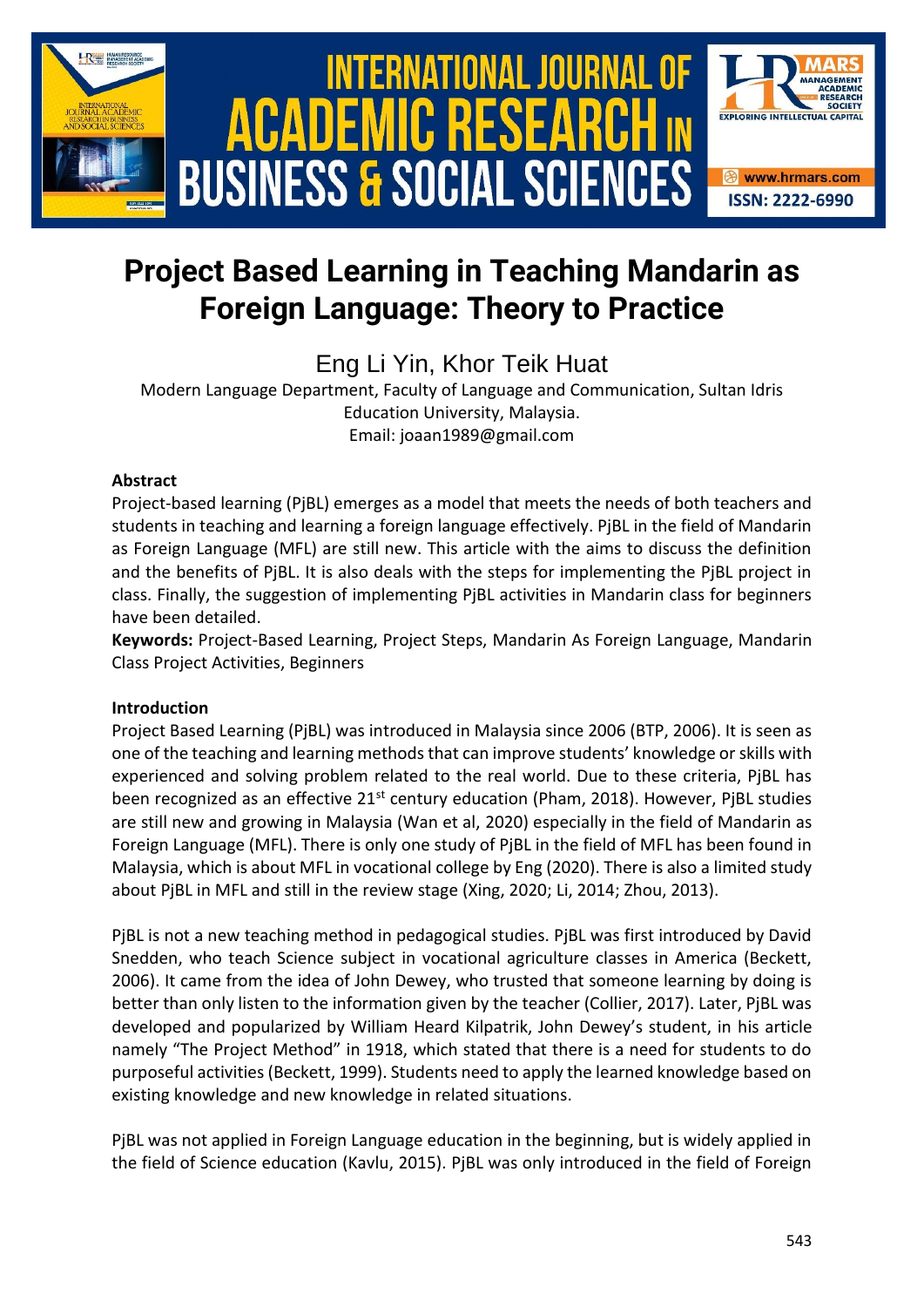# Project Based Learning in Teaching Mandarin as Foreign Language: Theory to Practice

Eng Li Yin, Khor Teik Huat

Modern Language Department, Faculty of Language and Communication, Sultan Idris Education University, Malaysia.
Email: joaan1989@gmail.com

### Abstract

Project-based learning (PjBL) emerges as a model that meets the needs of both teachers and students in teaching and learning a foreign language effectively. PjBL in the field of Mandarin as Foreign Language (MFL) are still new. This article with the aims to discuss the definition and the benefits of PjBL. It is also deals with the steps for implementing the PjBL project in class. Finally, the suggestion of implementing PjBL activities in Mandarin class for beginners have been detailed.

**Keywords:** Project-Based Learning, Project Steps, Mandarin As Foreign Language, Mandarin Class Project Activities, Beginners

### Introduction

Project Based Learning (PjBL) was introduced in Malaysia since 2006 (BTP, 2006). It is seen as one of the teaching and learning methods that can improve students' knowledge or skills with experienced and solving problem related to the real world. Due to these criteria, PjBL has been recognized as an effective 21st century education (Pham, 2018). However, PjBL studies are still new and growing in Malaysia (Wan et al, 2020) especially in the field of Mandarin as Foreign Language (MFL). There is only one study of PjBL in the field of MFL has been found in Malaysia, which is about MFL in vocational college by Eng (2020). There is also a limited study about PjBL in MFL and still in the review stage (Xing, 2020; Li, 2014; Zhou, 2013).

PjBL is not a new teaching method in pedagogical studies. PjBL was first introduced by David Snedden, who teach Science subject in vocational agriculture classes in America (Beckett, 2006). It came from the idea of John Dewey, who trusted that someone learning by doing is better than only listen to the information given by the teacher (Collier, 2017). Later, PjBL was developed and popularized by William Heard Kilpatrik, John Dewey's student, in his article namely "The Project Method" in 1918, which stated that there is a need for students to do purposeful activities (Beckett, 1999). Students need to apply the learned knowledge based on existing knowledge and new knowledge in related situations.

PjBL was not applied in Foreign Language education in the beginning, but is widely applied in the field of Science education (Kavlu, 2015). PjBL was only introduced in the field of Foreign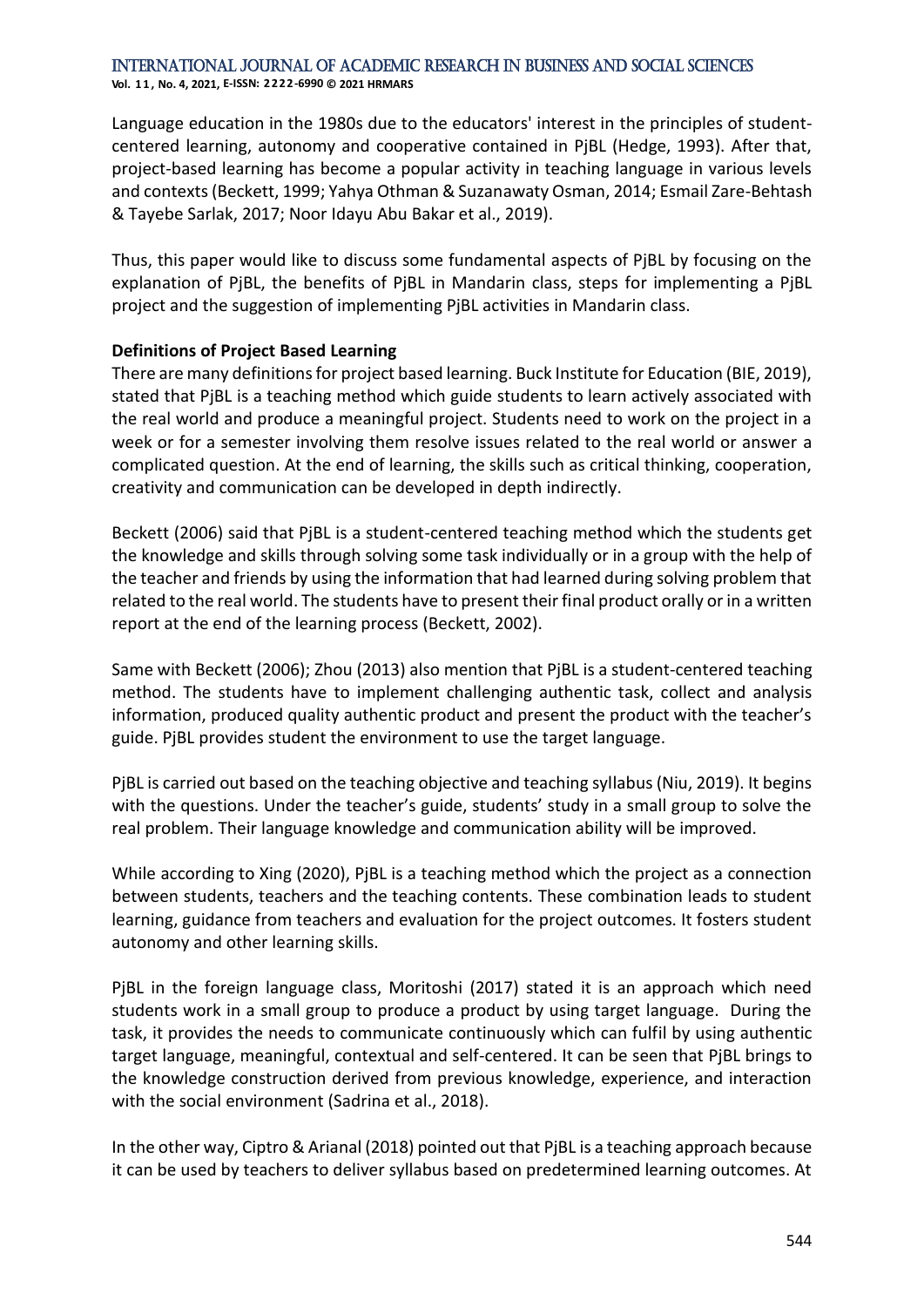Language education in the 1980s due to the educators' interest in the principles of student-centered learning, autonomy and cooperative contained in PjBL (Hedge, 1993). After that, project-based learning has become a popular activity in teaching language in various levels and contexts (Beckett, 1999; Yahya Othman & Suzanawaty Osman, 2014; Esmail Zare-Behtash & Tayebe Sarlak, 2017; Noor Idayu Abu Bakar et al., 2019).

Thus, this paper would like to discuss some fundamental aspects of PjBL by focusing on the explanation of PjBL, the benefits of PjBL in Mandarin class, steps for implementing a PjBL project and the suggestion of implementing PjBL activities in Mandarin class.

**Definitions of Project Based Learning**

There are many definitions for project based learning. Buck Institute for Education (BIE, 2019), stated that PjBL is a teaching method which guide students to learn actively associated with the real world and produce a meaningful project. Students need to work on the project in a week or for a semester involving them resolve issues related to the real world or answer a complicated question. At the end of learning, the skills such as critical thinking, cooperation, creativity and communication can be developed in depth indirectly.

Beckett (2006) said that PjBL is a student-centered teaching method which the students get the knowledge and skills through solving some task individually or in a group with the help of the teacher and friends by using the information that had learned during solving problem that related to the real world. The students have to present their final product orally or in a written report at the end of the learning process (Beckett, 2002).

Same with Beckett (2006); Zhou (2013) also mention that PjBL is a student-centered teaching method. The students have to implement challenging authentic task, collect and analysis information, produced quality authentic product and present the product with the teacher's guide. PjBL provides student the environment to use the target language.

PjBL is carried out based on the teaching objective and teaching syllabus (Niu, 2019). It begins with the questions. Under the teacher's guide, students' study in a small group to solve the real problem. Their language knowledge and communication ability will be improved.

While according to Xing (2020), PjBL is a teaching method which the project as a connection between students, teachers and the teaching contents. These combination leads to student learning, guidance from teachers and evaluation for the project outcomes. It fosters student autonomy and other learning skills.

PjBL in the foreign language class, Moritoshi (2017) stated it is an approach which need students work in a small group to produce a product by using target language. During the task, it provides the needs to communicate continuously which can fulfil by using authentic target language, meaningful, contextual and self-centered. It can be seen that PjBL brings to the knowledge construction derived from previous knowledge, experience, and interaction with the social environment (Sadrina et al., 2018).

In the other way, Ciptro & Arianal (2018) pointed out that PjBL is a teaching approach because it can be used by teachers to deliver syllabus based on predetermined learning outcomes. At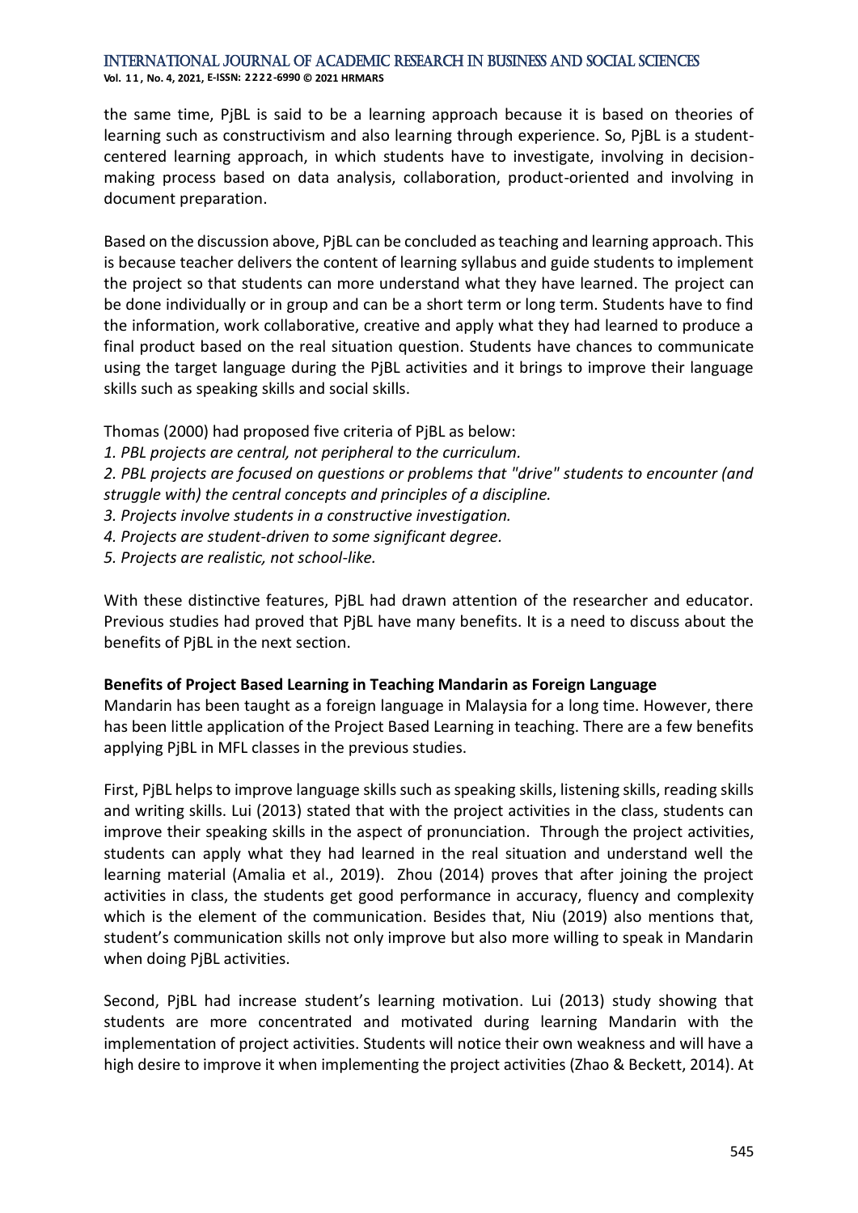the same time, PjBL is said to be a learning approach because it is based on theories of learning such as constructivism and also learning through experience. So, PjBL is a student-centered learning approach, in which students have to investigate, involving in decision-making process based on data analysis, collaboration, product-oriented and involving in document preparation.

Based on the discussion above, PjBL can be concluded as teaching and learning approach. This is because teacher delivers the content of learning syllabus and guide students to implement the project so that students can more understand what they have learned. The project can be done individually or in group and can be a short term or long term. Students have to find the information, work collaborative, creative and apply what they had learned to produce a final product based on the real situation question. Students have chances to communicate using the target language during the PjBL activities and it brings to improve their language skills such as speaking skills and social skills.

Thomas (2000) had proposed five criteria of PjBL as below:

*1. PBL projects are central, not peripheral to the curriculum.*

*2. PBL projects are focused on questions or problems that "drive" students to encounter (and struggle with) the central concepts and principles of a discipline.*

*3. Projects involve students in a constructive investigation.*

*4. Projects are student-driven to some significant degree.*

*5. Projects are realistic, not school-like.*

With these distinctive features, PjBL had drawn attention of the researcher and educator. Previous studies had proved that PjBL have many benefits. It is a need to discuss about the benefits of PjBL in the next section.

**Benefits of Project Based Learning in Teaching Mandarin as Foreign Language**

Mandarin has been taught as a foreign language in Malaysia for a long time. However, there has been little application of the Project Based Learning in teaching. There are a few benefits applying PjBL in MFL classes in the previous studies.

First, PjBL helps to improve language skills such as speaking skills, listening skills, reading skills and writing skills. Lui (2013) stated that with the project activities in the class, students can improve their speaking skills in the aspect of pronunciation. Through the project activities, students can apply what they had learned in the real situation and understand well the learning material (Amalia et al., 2019). Zhou (2014) proves that after joining the project activities in class, the students get good performance in accuracy, fluency and complexity which is the element of the communication. Besides that, Niu (2019) also mentions that, student's communication skills not only improve but also more willing to speak in Mandarin when doing PjBL activities.

Second, PjBL had increase student's learning motivation. Lui (2013) study showing that students are more concentrated and motivated during learning Mandarin with the implementation of project activities. Students will notice their own weakness and will have a high desire to improve it when implementing the project activities (Zhao & Beckett, 2014). At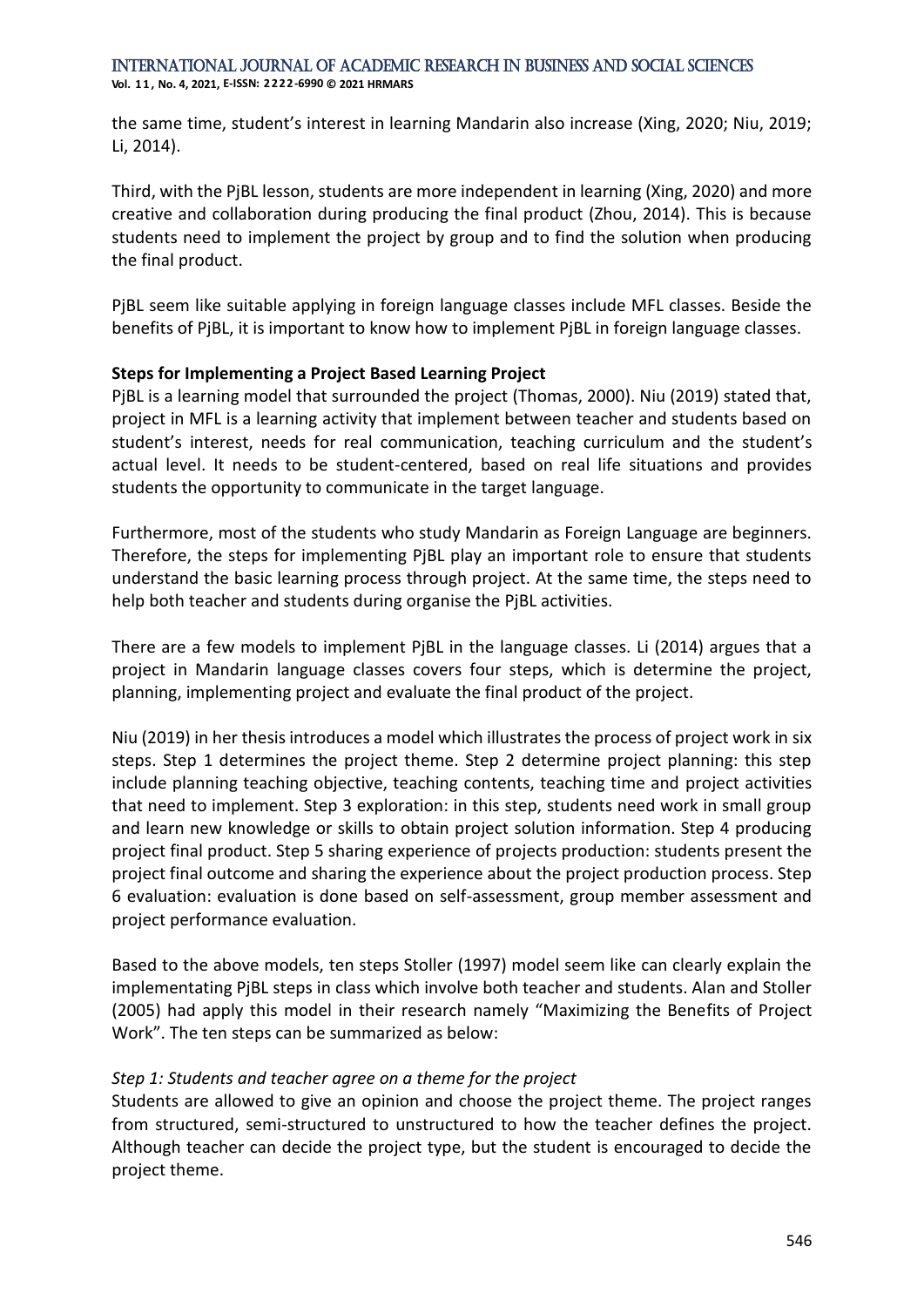the same time, student's interest in learning Mandarin also increase (Xing, 2020; Niu, 2019; Li, 2014).

Third, with the PjBL lesson, students are more independent in learning (Xing, 2020) and more creative and collaboration during producing the final product (Zhou, 2014). This is because students need to implement the project by group and to find the solution when producing the final product.

PjBL seem like suitable applying in foreign language classes include MFL classes. Beside the benefits of PjBL, it is important to know how to implement PjBL in foreign language classes.

**Steps for Implementing a Project Based Learning Project**

PjBL is a learning model that surrounded the project (Thomas, 2000). Niu (2019) stated that, project in MFL is a learning activity that implement between teacher and students based on student's interest, needs for real communication, teaching curriculum and the student's actual level. It needs to be student-centered, based on real life situations and provides students the opportunity to communicate in the target language.

Furthermore, most of the students who study Mandarin as Foreign Language are beginners. Therefore, the steps for implementing PjBL play an important role to ensure that students understand the basic learning process through project. At the same time, the steps need to help both teacher and students during organise the PjBL activities.

There are a few models to implement PjBL in the language classes. Li (2014) argues that a project in Mandarin language classes covers four steps, which is determine the project, planning, implementing project and evaluate the final product of the project.

Niu (2019) in her thesis introduces a model which illustrates the process of project work in six steps. Step 1 determines the project theme. Step 2 determine project planning: this step include planning teaching objective, teaching contents, teaching time and project activities that need to implement. Step 3 exploration: in this step, students need work in small group and learn new knowledge or skills to obtain project solution information. Step 4 producing project final product. Step 5 sharing experience of projects production: students present the project final outcome and sharing the experience about the project production process. Step 6 evaluation: evaluation is done based on self-assessment, group member assessment and project performance evaluation.

Based to the above models, ten steps Stoller (1997) model seem like can clearly explain the implementating PjBL steps in class which involve both teacher and students. Alan and Stoller (2005) had apply this model in their research namely "Maximizing the Benefits of Project Work". The ten steps can be summarized as below:

*Step 1: Students and teacher agree on a theme for the project*

Students are allowed to give an opinion and choose the project theme. The project ranges from structured, semi-structured to unstructured to how the teacher defines the project. Although teacher can decide the project type, but the student is encouraged to decide the project theme.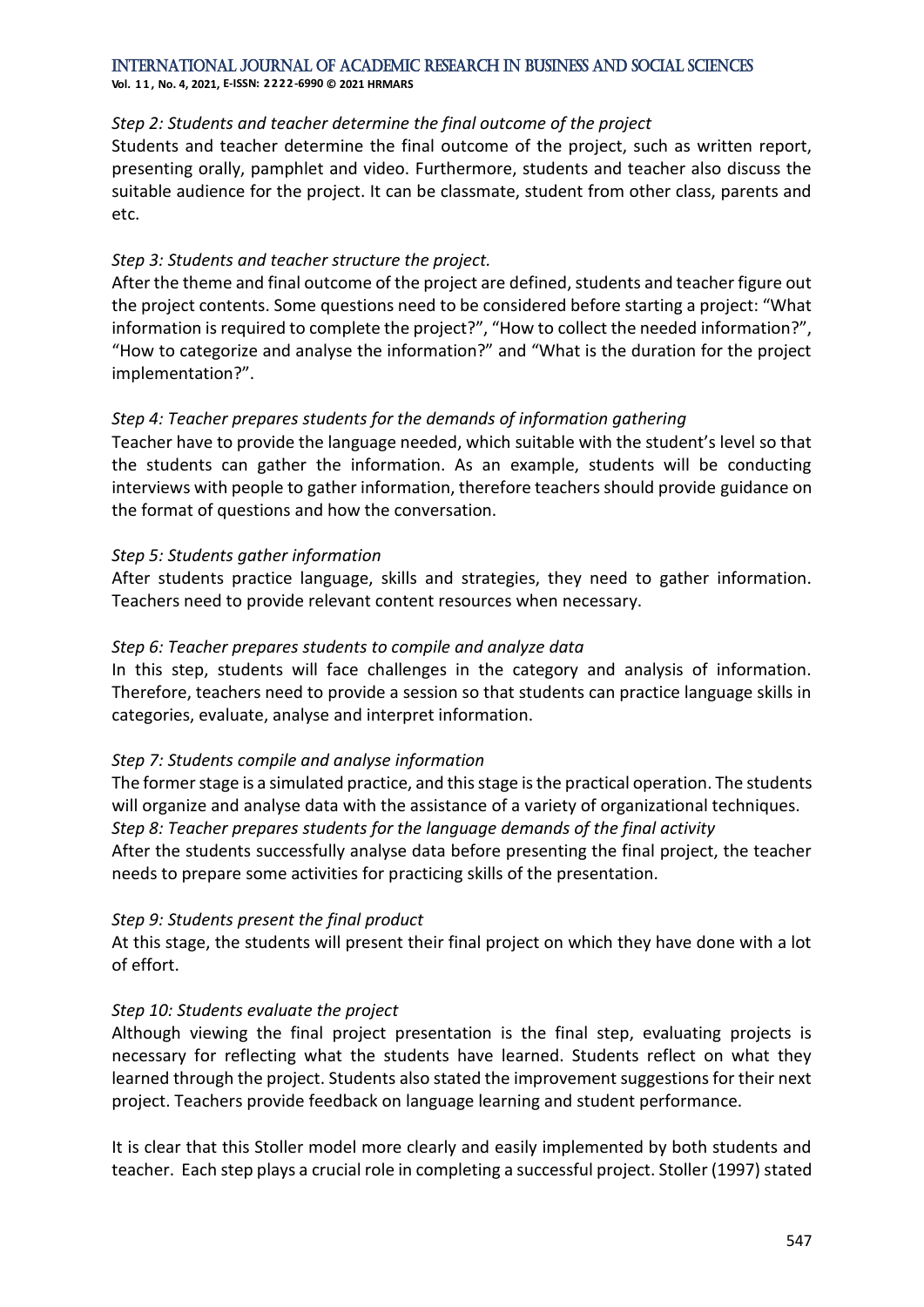*Step 2: Students and teacher determine the final outcome of the project*

Students and teacher determine the final outcome of the project, such as written report, presenting orally, pamphlet and video. Furthermore, students and teacher also discuss the suitable audience for the project. It can be classmate, student from other class, parents and etc.

*Step 3: Students and teacher structure the project.*

After the theme and final outcome of the project are defined, students and teacher figure out the project contents. Some questions need to be considered before starting a project: "What information is required to complete the project?", "How to collect the needed information?", "How to categorize and analyse the information?" and "What is the duration for the project implementation?".

*Step 4: Teacher prepares students for the demands of information gathering*

Teacher have to provide the language needed, which suitable with the student's level so that the students can gather the information. As an example, students will be conducting interviews with people to gather information, therefore teachers should provide guidance on the format of questions and how the conversation.

*Step 5: Students gather information*

After students practice language, skills and strategies, they need to gather information. Teachers need to provide relevant content resources when necessary.

*Step 6: Teacher prepares students to compile and analyze data*

In this step, students will face challenges in the category and analysis of information. Therefore, teachers need to provide a session so that students can practice language skills in categories, evaluate, analyse and interpret information.

*Step 7: Students compile and analyse information*

The former stage is a simulated practice, and this stage is the practical operation. The students will organize and analyse data with the assistance of a variety of organizational techniques.

*Step 8: Teacher prepares students for the language demands of the final activity*

After the students successfully analyse data before presenting the final project, the teacher needs to prepare some activities for practicing skills of the presentation.

*Step 9: Students present the final product*

At this stage, the students will present their final project on which they have done with a lot of effort.

*Step 10: Students evaluate the project*

Although viewing the final project presentation is the final step, evaluating projects is necessary for reflecting what the students have learned. Students reflect on what they learned through the project. Students also stated the improvement suggestions for their next project. Teachers provide feedback on language learning and student performance.

It is clear that this Stoller model more clearly and easily implemented by both students and teacher. Each step plays a crucial role in completing a successful project. Stoller (1997) stated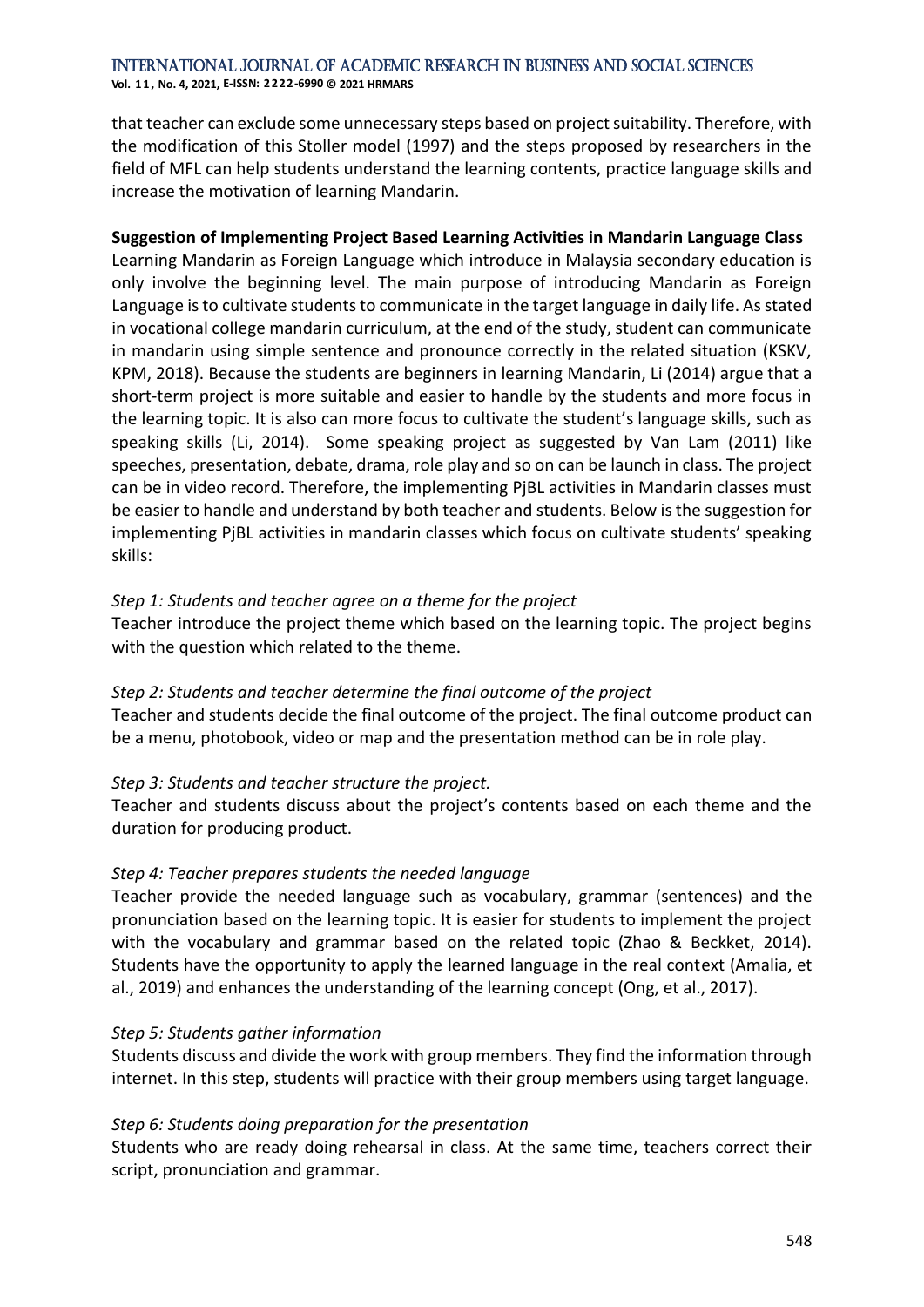that teacher can exclude some unnecessary steps based on project suitability. Therefore, with the modification of this Stoller model (1997) and the steps proposed by researchers in the field of MFL can help students understand the learning contents, practice language skills and increase the motivation of learning Mandarin.

**Suggestion of Implementing Project Based Learning Activities in Mandarin Language Class**

Learning Mandarin as Foreign Language which introduce in Malaysia secondary education is only involve the beginning level. The main purpose of introducing Mandarin as Foreign Language is to cultivate students to communicate in the target language in daily life. As stated in vocational college mandarin curriculum, at the end of the study, student can communicate in mandarin using simple sentence and pronounce correctly in the related situation (KSKV, KPM, 2018). Because the students are beginners in learning Mandarin, Li (2014) argue that a short-term project is more suitable and easier to handle by the students and more focus in the learning topic. It is also can more focus to cultivate the student's language skills, such as speaking skills (Li, 2014). Some speaking project as suggested by Van Lam (2011) like speeches, presentation, debate, drama, role play and so on can be launch in class. The project can be in video record. Therefore, the implementing PjBL activities in Mandarin classes must be easier to handle and understand by both teacher and students. Below is the suggestion for implementing PjBL activities in mandarin classes which focus on cultivate students' speaking skills:

*Step 1: Students and teacher agree on a theme for the project*

Teacher introduce the project theme which based on the learning topic. The project begins with the question which related to the theme.

*Step 2: Students and teacher determine the final outcome of the project*

Teacher and students decide the final outcome of the project. The final outcome product can be a menu, photobook, video or map and the presentation method can be in role play.

*Step 3: Students and teacher structure the project.*

Teacher and students discuss about the project's contents based on each theme and the duration for producing product.

*Step 4: Teacher prepares students the needed language*

Teacher provide the needed language such as vocabulary, grammar (sentences) and the pronunciation based on the learning topic. It is easier for students to implement the project with the vocabulary and grammar based on the related topic (Zhao & Beckket, 2014). Students have the opportunity to apply the learned language in the real context (Amalia, et al., 2019) and enhances the understanding of the learning concept (Ong, et al., 2017).

*Step 5: Students gather information*

Students discuss and divide the work with group members. They find the information through internet. In this step, students will practice with their group members using target language.

*Step 6: Students doing preparation for the presentation*

Students who are ready doing rehearsal in class. At the same time, teachers correct their script, pronunciation and grammar.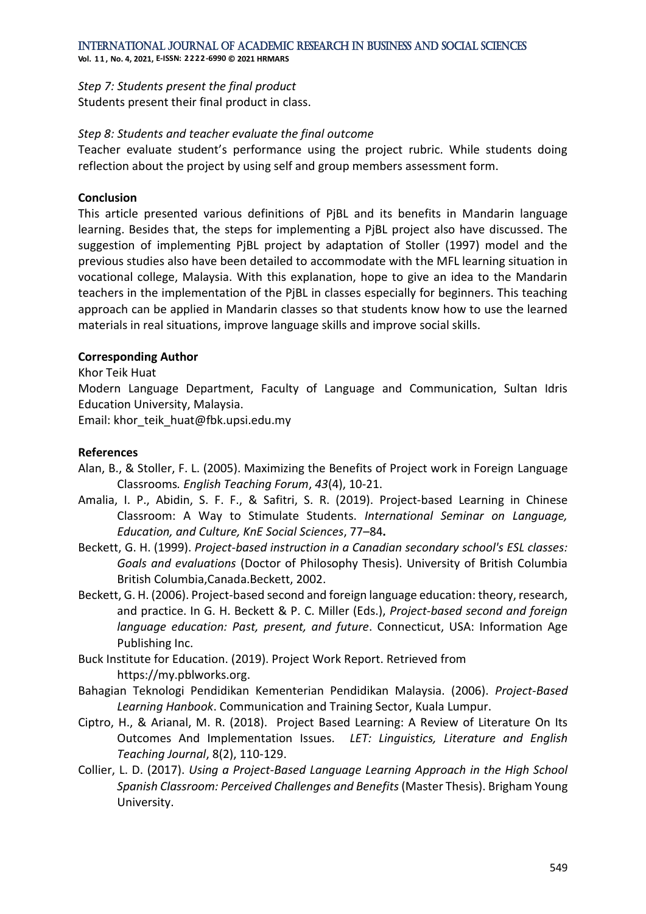*Step 7: Students present the final product*
Students present their final product in class.

*Step 8: Students and teacher evaluate the final outcome*
Teacher evaluate student's performance using the project rubric. While students doing reflection about the project by using self and group members assessment form.

**Conclusion**

This article presented various definitions of PjBL and its benefits in Mandarin language learning. Besides that, the steps for implementing a PjBL project also have discussed. The suggestion of implementing PjBL project by adaptation of Stoller (1997) model and the previous studies also have been detailed to accommodate with the MFL learning situation in vocational college, Malaysia. With this explanation, hope to give an idea to the Mandarin teachers in the implementation of the PjBL in classes especially for beginners. This teaching approach can be applied in Mandarin classes so that students know how to use the learned materials in real situations, improve language skills and improve social skills.

**Corresponding Author**

Khor Teik Huat
Modern Language Department, Faculty of Language and Communication, Sultan Idris Education University, Malaysia.
Email: khor_teik_huat@fbk.upsi.edu.my

**References**

Alan, B., & Stoller, F. L. (2005). Maximizing the Benefits of Project work in Foreign Language Classrooms*. English Teaching Forum*, *43*(4), 10-21.

Amalia, I. P., Abidin, S. F. F., & Safitri, S. R. (2019). Project-based Learning in Chinese Classroom: A Way to Stimulate Students. *International Seminar on Language, Education, and Culture, KnE Social Sciences*, 77–84**.**

Beckett, G. H. (1999). *Project-based instruction in a Canadian secondary school's ESL classes: Goals and evaluations* (Doctor of Philosophy Thesis). University of British Columbia British Columbia,Canada.Beckett, 2002.

Beckett, G. H. (2006). Project-based second and foreign language education: theory, research, and practice. In G. H. Beckett & P. C. Miller (Eds.), *Project-based second and foreign language education: Past, present, and future*. Connecticut, USA: Information Age Publishing Inc.

Buck Institute for Education. (2019). Project Work Report. Retrieved from https://my.pblworks.org.

Bahagian Teknologi Pendidikan Kementerian Pendidikan Malaysia. (2006). *Project-Based Learning Hanbook*. Communication and Training Sector, Kuala Lumpur.

Ciptro, H., & Arianal, M. R. (2018). Project Based Learning: A Review of Literature On Its Outcomes And Implementation Issues. *LET: Linguistics, Literature and English Teaching Journal*, 8(2), 110-129.

Collier, L. D. (2017). *Using a Project-Based Language Learning Approach in the High School Spanish Classroom: Perceived Challenges and Benefits* (Master Thesis). Brigham Young University.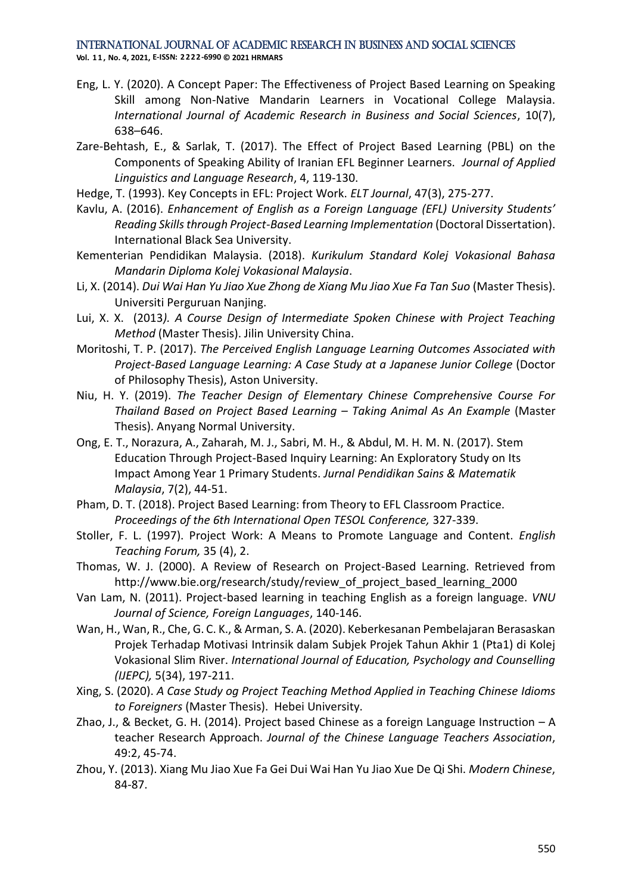Eng, L. Y. (2020). A Concept Paper: The Effectiveness of Project Based Learning on Speaking Skill among Non-Native Mandarin Learners in Vocational College Malaysia. *International Journal of Academic Research in Business and Social Sciences*, 10(7), 638–646.

Zare-Behtash, E., & Sarlak, T. (2017). The Effect of Project Based Learning (PBL) on the Components of Speaking Ability of Iranian EFL Beginner Learners. *Journal of Applied Linguistics and Language Research*, 4, 119-130.

Hedge, T. (1993). Key Concepts in EFL: Project Work. *ELT Journal*, 47(3), 275-277.

Kavlu, A. (2016). *Enhancement of English as a Foreign Language (EFL) University Students' Reading Skills through Project-Based Learning Implementation* (Doctoral Dissertation). International Black Sea University.

Kementerian Pendidikan Malaysia. (2018). *Kurikulum Standard Kolej Vokasional Bahasa Mandarin Diploma Kolej Vokasional Malaysia*.

Li, X. (2014). *Dui Wai Han Yu Jiao Xue Zhong de Xiang Mu Jiao Xue Fa Tan Suo* (Master Thesis). Universiti Perguruan Nanjing.

Lui, X. X. (2013*). A Course Design of Intermediate Spoken Chinese with Project Teaching Method* (Master Thesis). Jilin University China.

Moritoshi, T. P. (2017). *The Perceived English Language Learning Outcomes Associated with Project-Based Language Learning: A Case Study at a Japanese Junior College* (Doctor of Philosophy Thesis), Aston University.

Niu, H. Y. (2019). *The Teacher Design of Elementary Chinese Comprehensive Course For Thailand Based on Project Based Learning – Taking Animal As An Example* (Master Thesis). Anyang Normal University.

Ong, E. T., Norazura, A., Zaharah, M. J., Sabri, M. H., & Abdul, M. H. M. N. (2017). Stem Education Through Project-Based Inquiry Learning: An Exploratory Study on Its Impact Among Year 1 Primary Students. *Jurnal Pendidikan Sains & Matematik Malaysia*, 7(2), 44-51.

Pham, D. T. (2018). Project Based Learning: from Theory to EFL Classroom Practice. *Proceedings of the 6th International Open TESOL Conference,* 327-339.

Stoller, F. L. (1997). Project Work: A Means to Promote Language and Content. *English Teaching Forum,* 35 (4), 2.

Thomas, W. J. (2000). A Review of Research on Project-Based Learning. Retrieved from http://www.bie.org/research/study/review_of_project_based_learning_2000

Van Lam, N. (2011). Project-based learning in teaching English as a foreign language. *VNU Journal of Science, Foreign Languages*, 140-146.

Wan, H., Wan, R., Che, G. C. K., & Arman, S. A. (2020). Keberkesanan Pembelajaran Berasaskan Projek Terhadap Motivasi Intrinsik dalam Subjek Projek Tahun Akhir 1 (Pta1) di Kolej Vokasional Slim River. *International Journal of Education, Psychology and Counselling (IJEPC),* 5(34), 197-211.

Xing, S. (2020). *A Case Study og Project Teaching Method Applied in Teaching Chinese Idioms to Foreigners* (Master Thesis). Hebei University.

Zhao, J., & Becket, G. H. (2014). Project based Chinese as a foreign Language Instruction – A teacher Research Approach. *Journal of the Chinese Language Teachers Association*, 49:2, 45-74.

Zhou, Y. (2013). Xiang Mu Jiao Xue Fa Gei Dui Wai Han Yu Jiao Xue De Qi Shi. *Modern Chinese*, 84-87.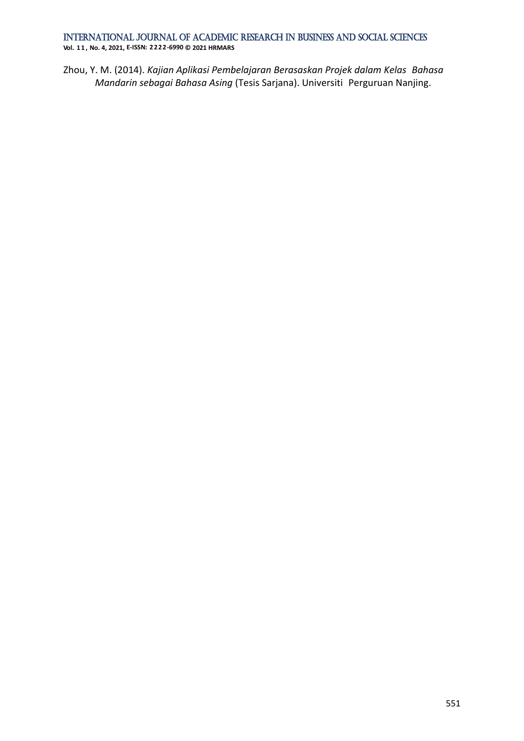Zhou, Y. M. (2014). *Kajian Aplikasi Pembelajaran Berasaskan Projek dalam Kelas Bahasa Mandarin sebagai Bahasa Asing* (Tesis Sarjana). Universiti Perguruan Nanjing.